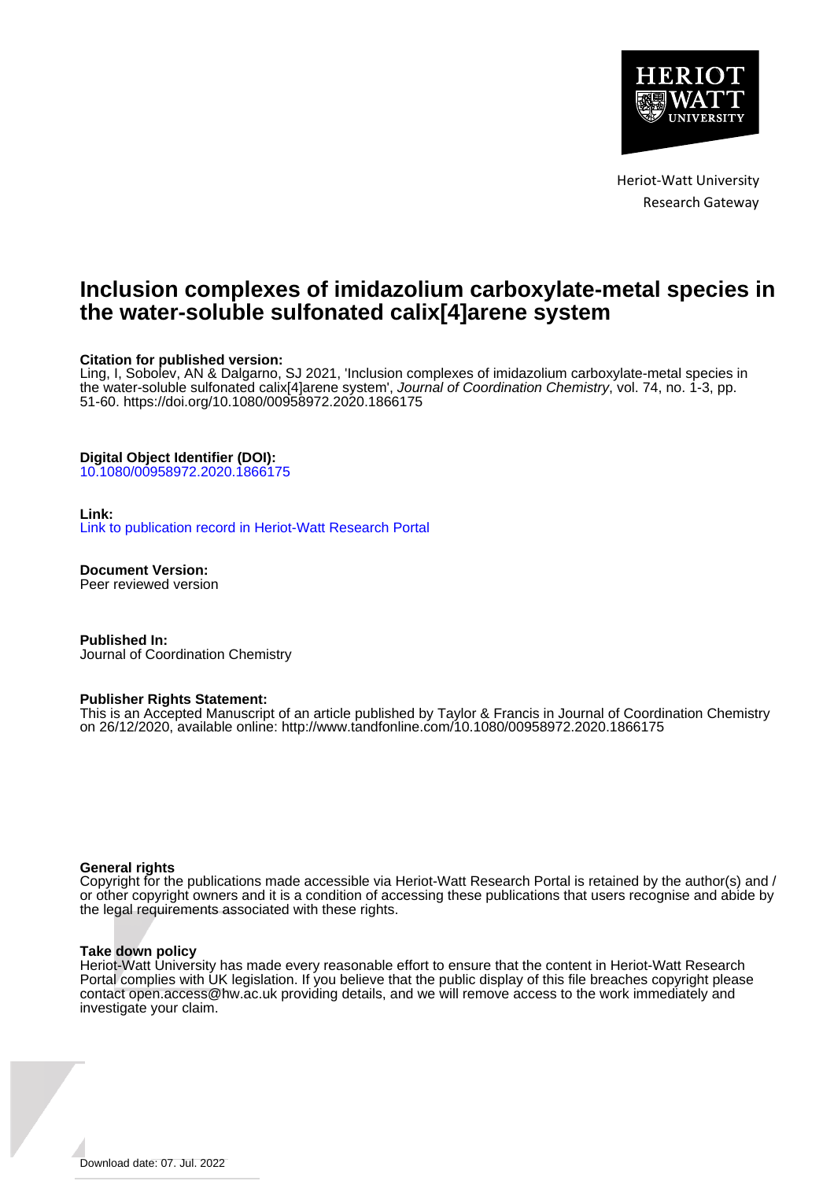Heriot-Watt University
Research Gateway

# Inclusion complexes of imidazolium carboxylate-metal species in the water-soluble sulfonated calix[4]arene system

**Citation for published version:**
Ling, I, Sobolev, AN & Dalgarno, SJ 2021, 'Inclusion complexes of imidazolium carboxylate-metal species in the water-soluble sulfonated calix[4]arene system', *Journal of Coordination Chemistry*, vol. 74, no. 1-3, pp. 51-60. https://doi.org/10.1080/00958972.2020.1866175

**Digital Object Identifier (DOI):**
10.1080/00958972.2020.1866175

**Link:**
Link to publication record in Heriot-Watt Research Portal

**Document Version:**
Peer reviewed version

**Published In:**
Journal of Coordination Chemistry

**Publisher Rights Statement:**
This is an Accepted Manuscript of an article published by Taylor & Francis in Journal of Coordination Chemistry on 26/12/2020, available online: http://www.tandfonline.com/10.1080/00958972.2020.1866175

**General rights**
Copyright for the publications made accessible via Heriot-Watt Research Portal is retained by the author(s) and / or other copyright owners and it is a condition of accessing these publications that users recognise and abide by the legal requirements associated with these rights.

**Take down policy**
Heriot-Watt University has made every reasonable effort to ensure that the content in Heriot-Watt Research Portal complies with UK legislation. If you believe that the public display of this file breaches copyright please contact open.access@hw.ac.uk providing details, and we will remove access to the work immediately and investigate your claim.

Download date: 07. Jul. 2022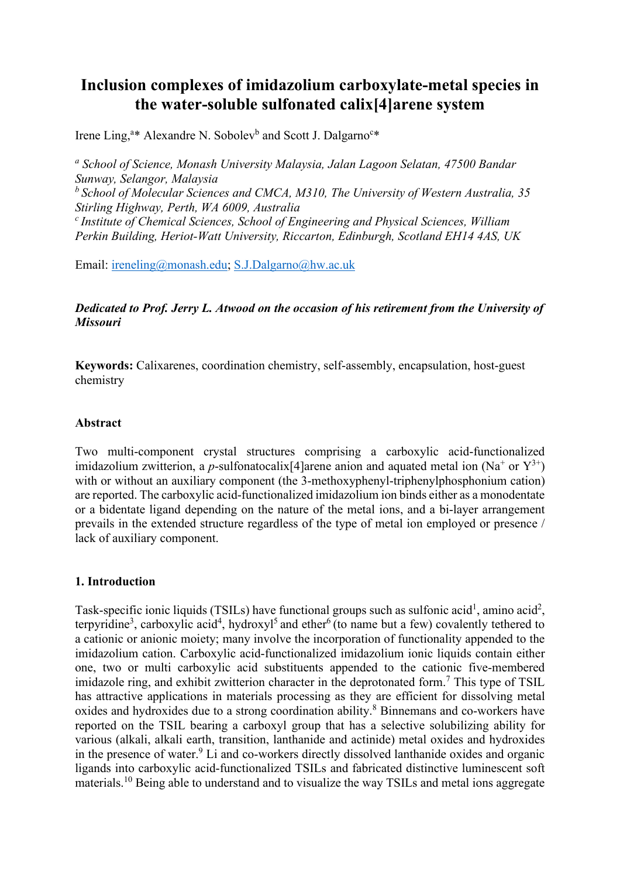# Inclusion complexes of imidazolium carboxylate-metal species in the water-soluble sulfonated calix[4]arene system

Irene Ling,[a]* Alexandre N. Sobolev[b] and Scott J. Dalgarno[c]*

[a] *School of Science, Monash University Malaysia, Jalan Lagoon Selatan, 47500 Bandar Sunway, Selangor, Malaysia*
[b] *School of Molecular Sciences and CMCA, M310, The University of Western Australia, 35 Stirling Highway, Perth, WA 6009, Australia*
[c] *Institute of Chemical Sciences, School of Engineering and Physical Sciences, William Perkin Building, Heriot-Watt University, Riccarton, Edinburgh, Scotland EH14 4AS, UK*

Email: ireneling@monash.edu; S.J.Dalgarno@hw.ac.uk

***Dedicated to Prof. Jerry L. Atwood on the occasion of his retirement from the University of Missouri***

**Keywords:** Calixarenes, coordination chemistry, self-assembly, encapsulation, host-guest chemistry

## Abstract

Two multi-component crystal structures comprising a carboxylic acid-functionalized imidazolium zwitterion, a *p*-sulfonatocalix[4]arene anion and aquated metal ion ($Na^+$ or $Y^{3+}$) with or without an auxiliary component (the 3-methoxyphenyl-triphenylphosphonium cation) are reported. The carboxylic acid-functionalized imidazolium ion binds either as a monodentate or a bidentate ligand depending on the nature of the metal ions, and a bi-layer arrangement prevails in the extended structure regardless of the type of metal ion employed or presence / lack of auxiliary component.

## 1. Introduction

Task-specific ionic liquids (TSILs) have functional groups such as sulfonic acid[1], amino acid[2], terpyridine[3], carboxylic acid[4], hydroxyl[5] and ether[6] (to name but a few) covalently tethered to a cationic or anionic moiety; many involve the incorporation of functionality appended to the imidazolium cation. Carboxylic acid-functionalized imidazolium ionic liquids contain either one, two or multi carboxylic acid substituents appended to the cationic five-membered imidazole ring, and exhibit zwitterion character in the deprotonated form.[7] This type of TSIL has attractive applications in materials processing as they are efficient for dissolving metal oxides and hydroxides due to a strong coordination ability.[8] Binnemans and co-workers have reported on the TSIL bearing a carboxyl group that has a selective solubilizing ability for various (alkali, alkali earth, transition, lanthanide and actinide) metal oxides and hydroxides in the presence of water.[9] Li and co-workers directly dissolved lanthanide oxides and organic ligands into carboxylic acid-functionalized TSILs and fabricated distinctive luminescent soft materials.[10] Being able to understand and to visualize the way TSILs and metal ions aggregate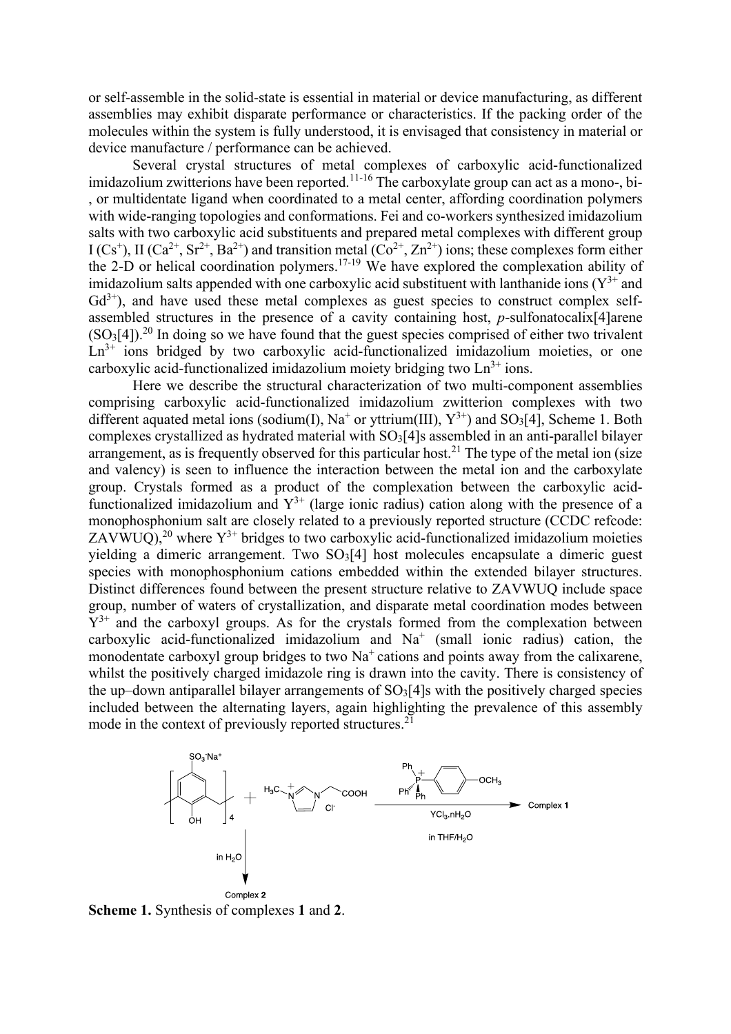or self-assemble in the solid-state is essential in material or device manufacturing, as different assemblies may exhibit disparate performance or characteristics. If the packing order of the molecules within the system is fully understood, it is envisaged that consistency in material or device manufacture / performance can be achieved.

Several crystal structures of metal complexes of carboxylic acid-functionalized imidazolium zwitterions have been reported.[11-16] The carboxylate group can act as a mono-, bi-, or multidentate ligand when coordinated to a metal center, affording coordination polymers with wide-ranging topologies and conformations. Fei and co-workers synthesized imidazolium salts with two carboxylic acid substituents and prepared metal complexes with different group I ($Cs^+$), II ($Ca^{2+}$, $Sr^{2+}$, $Ba^{2+}$) and transition metal ($Co^{2+}$, $Zn^{2+}$) ions; these complexes form either the 2-D or helical coordination polymers.[17-19] We have explored the complexation ability of imidazolium salts appended with one carboxylic acid substituent with lanthanide ions ($Y^{3+}$ and $Gd^{3+}$), and have used these metal complexes as guest species to construct complex self-assembled structures in the presence of a cavity containing host, *p*-sulfonatocalix[4]arene ($SO_3$[4]).[20] In doing so we have found that the guest species comprised of either two trivalent $Ln^{3+}$ ions bridged by two carboxylic acid-functionalized imidazolium moieties, or one carboxylic acid-functionalized imidazolium moiety bridging two $Ln^{3+}$ ions.

Here we describe the structural characterization of two multi-component assemblies comprising carboxylic acid-functionalized imidazolium zwitterion complexes with two different aquated metal ions (sodium(I), $Na^+$ or yttrium(III), $Y^{3+}$) and $SO_3$[4], Scheme 1. Both complexes crystallized as hydrated material with $SO_3$[4]s assembled in an anti-parallel bilayer arrangement, as is frequently observed for this particular host.[21] The type of the metal ion (size and valency) is seen to influence the interaction between the metal ion and the carboxylate group. Crystals formed as a product of the complexation between the carboxylic acid-functionalized imidazolium and $Y^{3+}$ (large ionic radius) cation along with the presence of a monophosphonium salt are closely related to a previously reported structure (CCDC refcode: ZAVWUQ),[20] where $Y^{3+}$ bridges to two carboxylic acid-functionalized imidazolium moieties yielding a dimeric arrangement. Two $SO_3$[4] host molecules encapsulate a dimeric guest species with monophosphonium cations embedded within the extended bilayer structures. Distinct differences found between the present structure relative to ZAVWUQ include space group, number of waters of crystallization, and disparate metal coordination modes between $Y^{3+}$ and the carboxyl groups. As for the crystals formed from the complexation between carboxylic acid-functionalized imidazolium and $Na^+$ (small ionic radius) cation, the monodentate carboxyl group bridges to two $Na^+$ cations and points away from the calixarene, whilst the positively charged imidazole ring is drawn into the cavity. There is consistency of the up–down antiparallel bilayer arrangements of $SO_3$[4]s with the positively charged species included between the alternating layers, again highlighting the prevalence of this assembly mode in the context of previously reported structures.[21]

**Scheme 1.** Synthesis of complexes **1** and **2**.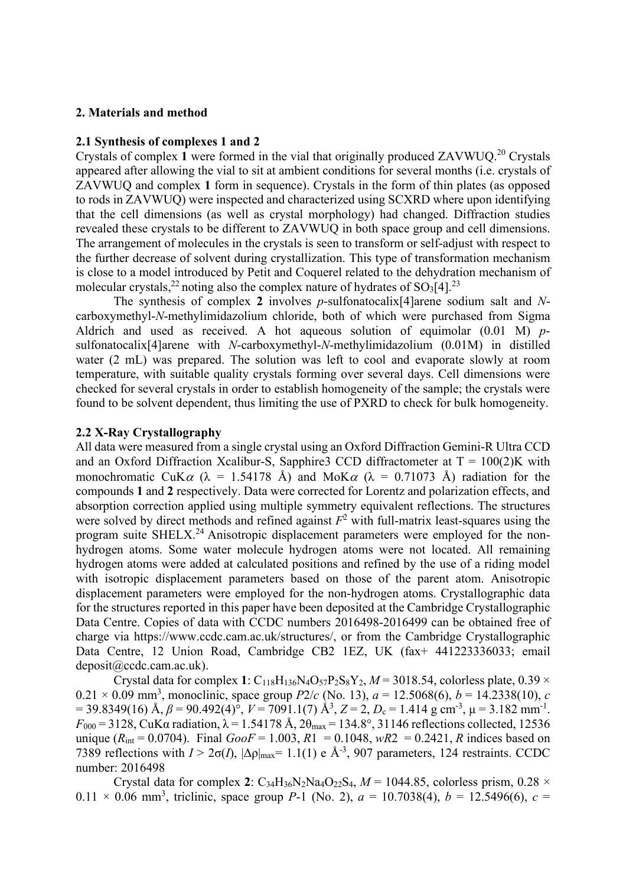## 2. Materials and method

### 2.1 Synthesis of complexes 1 and 2

Crystals of complex **1** were formed in the vial that originally produced ZAVWUQ.[20] Crystals appeared after allowing the vial to sit at ambient conditions for several months (i.e. crystals of ZAVWUQ and complex **1** form in sequence). Crystals in the form of thin plates (as opposed to rods in ZAVWUQ) were inspected and characterized using SCXRD where upon identifying that the cell dimensions (as well as crystal morphology) had changed. Diffraction studies revealed these crystals to be different to ZAVWUQ in both space group and cell dimensions. The arrangement of molecules in the crystals is seen to transform or self-adjust with respect to the further decrease of solvent during crystallization. This type of transformation mechanism is close to a model introduced by Petit and Coquerel related to the dehydration mechanism of molecular crystals,[22] noting also the complex nature of hydrates of $SO_3$[4].[23]

The synthesis of complex **2** involves *p*-sulfonatocalix[4]arene sodium salt and *N*-carboxymethyl-*N*-methylimidazolium chloride, both of which were purchased from Sigma Aldrich and used as received. A hot aqueous solution of equimolar (0.01 M) *p*-sulfonatocalix[4]arene with *N*-carboxymethyl-*N*-methylimidazolium (0.01M) in distilled water (2 mL) was prepared. The solution was left to cool and evaporate slowly at room temperature, with suitable quality crystals forming over several days. Cell dimensions were checked for several crystals in order to establish homogeneity of the sample; the crystals were found to be solvent dependent, thus limiting the use of PXRD to check for bulk homogeneity.

### 2.2 X-Ray Crystallography

All data were measured from a single crystal using an Oxford Diffraction Gemini-R Ultra CCD and an Oxford Diffraction Xcalibur-S, Sapphire3 CCD diffractometer at T = 100(2)K with monochromatic CuK$\alpha$ ($\lambda$ = 1.54178 Å) and MoK$\alpha$ ($\lambda$ = 0.71073 Å) radiation for the compounds **1** and **2** respectively. Data were corrected for Lorentz and polarization effects, and absorption correction applied using multiple symmetry equivalent reflections. The structures were solved by direct methods and refined against $F^2$ with full-matrix least-squares using the program suite SHELX.[24] Anisotropic displacement parameters were employed for the non-hydrogen atoms. Some water molecule hydrogen atoms were not located. All remaining hydrogen atoms were added at calculated positions and refined by the use of a riding model with isotropic displacement parameters based on those of the parent atom. Anisotropic displacement parameters were employed for the non-hydrogen atoms. Crystallographic data for the structures reported in this paper have been deposited at the Cambridge Crystallographic Data Centre. Copies of data with CCDC numbers 2016498-2016499 can be obtained free of charge via https://www.ccdc.cam.ac.uk/structures/, or from the Cambridge Crystallographic Data Centre, 12 Union Road, Cambridge CB2 1EZ, UK (fax+ 441223336033; email deposit@ccdc.cam.ac.uk).

Crystal data for complex **1**: $C_{118}H_{136}N_4O_{57}P_2S_8Y_2$, $M$ = 3018.54, colorless plate, 0.39 × 0.21 × 0.09 mm$^3$, monoclinic, space group $P2/c$ (No. 13), $a$ = 12.5068(6), $b$ = 14.2338(10), $c$ = 39.8349(16) Å, $\beta$ = 90.492(4)°, $V$ = 7091.1(7) Å$^3$, $Z$ = 2, $D_c$ = 1.414 g cm$^{-3}$, μ = 3.182 mm$^{-1}$. $F_{000}$ = 3128, CuKα radiation, λ = 1.54178 Å, 2θ$_{max}$ = 134.8°, 31146 reflections collected, 12536 unique ($R_{int}$ = 0.0704). Final $GooF$ = 1.003, $R1$ = 0.1048, $wR2$ = 0.2421, $R$ indices based on 7389 reflections with $I > 2\sigma(I)$, $|\Delta\rho|_{max}$= 1.1(1) e Å$^{-3}$, 907 parameters, 124 restraints. CCDC number: 2016498

Crystal data for complex **2**: $C_{34}H_{36}N_2Na_4O_{22}S_4$, $M$ = 1044.85, colorless prism, 0.28 × 0.11 × 0.06 mm$^3$, triclinic, space group $P$-1 (No. 2), $a$ = 10.7038(4), $b$ = 12.5496(6), $c$ =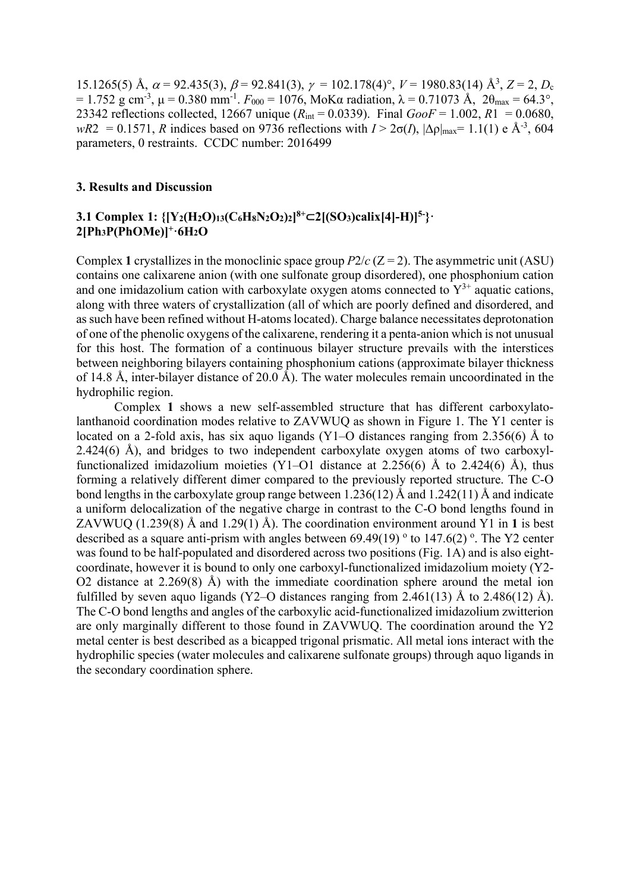15.1265(5) Å, $\alpha$ = 92.435(3), $\beta$ = 92.841(3), $\gamma$ = 102.178(4)°, $V$ = 1980.83(14) Å$^3$, $Z$ = 2, $D_c$ = 1.752 g cm$^{-3}$, μ = 0.380 mm$^{-1}$. $F_{000}$ = 1076, MoKα radiation, λ = 0.71073 Å, 2θ$_{max}$ = 64.3°, 23342 reflections collected, 12667 unique ($R_{int}$ = 0.0339). Final $GooF$ = 1.002, $R1$ = 0.0680, $wR2$ = 0.1571, $R$ indices based on 9736 reflections with $I > 2\sigma(I)$, $|\Delta\rho|_{max}$= 1.1(1) e Å$^{-3}$, 604 parameters, 0 restraints. CCDC number: 2016499

## 3. Results and Discussion

### 3.1 Complex 1: {[$Y_2(H_2O)_{13}(C_6H_8N_2O_2)_2]^{8+}$⊂2[$(SO_3)$calix[4]-H)]$^{5-}$}·2[$Ph_3P(PhOMe)]^+$·$6H_2O$

Complex **1** crystallizes in the monoclinic space group $P2/c$ (Z = 2). The asymmetric unit (ASU) contains one calixarene anion (with one sulfonate group disordered), one phosphonium cation and one imidazolium cation with carboxylate oxygen atoms connected to $Y^{3+}$ aquatic cations, along with three waters of crystallization (all of which are poorly defined and disordered, and as such have been refined without H-atoms located). Charge balance necessitates deprotonation of one of the phenolic oxygens of the calixarene, rendering it a penta-anion which is not unusual for this host. The formation of a continuous bilayer structure prevails with the interstices between neighboring bilayers containing phosphonium cations (approximate bilayer thickness of 14.8 Å, inter-bilayer distance of 20.0 Å). The water molecules remain uncoordinated in the hydrophilic region.

Complex **1** shows a new self-assembled structure that has different carboxylato-lanthanoid coordination modes relative to ZAVWUQ as shown in Figure 1. The Y1 center is located on a 2-fold axis, has six aquo ligands (Y1–O distances ranging from 2.356(6) Å to 2.424(6) Å), and bridges to two independent carboxylate oxygen atoms of two carboxyl-functionalized imidazolium moieties (Y1–O1 distance at 2.256(6) Å to 2.424(6) Å), thus forming a relatively different dimer compared to the previously reported structure. The C-O bond lengths in the carboxylate group range between 1.236(12) Å and 1.242(11) Å and indicate a uniform delocalization of the negative charge in contrast to the C-O bond lengths found in ZAVWUQ (1.239(8) Å and 1.29(1) Å). The coordination environment around Y1 in **1** is best described as a square anti-prism with angles between 69.49(19) º to 147.6(2) º. The Y2 center was found to be half-populated and disordered across two positions (Fig. 1A) and is also eight-coordinate, however it is bound to only one carboxyl-functionalized imidazolium moiety (Y2-O2 distance at 2.269(8) Å) with the immediate coordination sphere around the metal ion fulfilled by seven aquo ligands (Y2–O distances ranging from 2.461(13) Å to 2.486(12) Å). The C-O bond lengths and angles of the carboxylic acid-functionalized imidazolium zwitterion are only marginally different to those found in ZAVWUQ. The coordination around the Y2 metal center is best described as a bicapped trigonal prismatic. All metal ions interact with the hydrophilic species (water molecules and calixarene sulfonate groups) through aquo ligands in the secondary coordination sphere.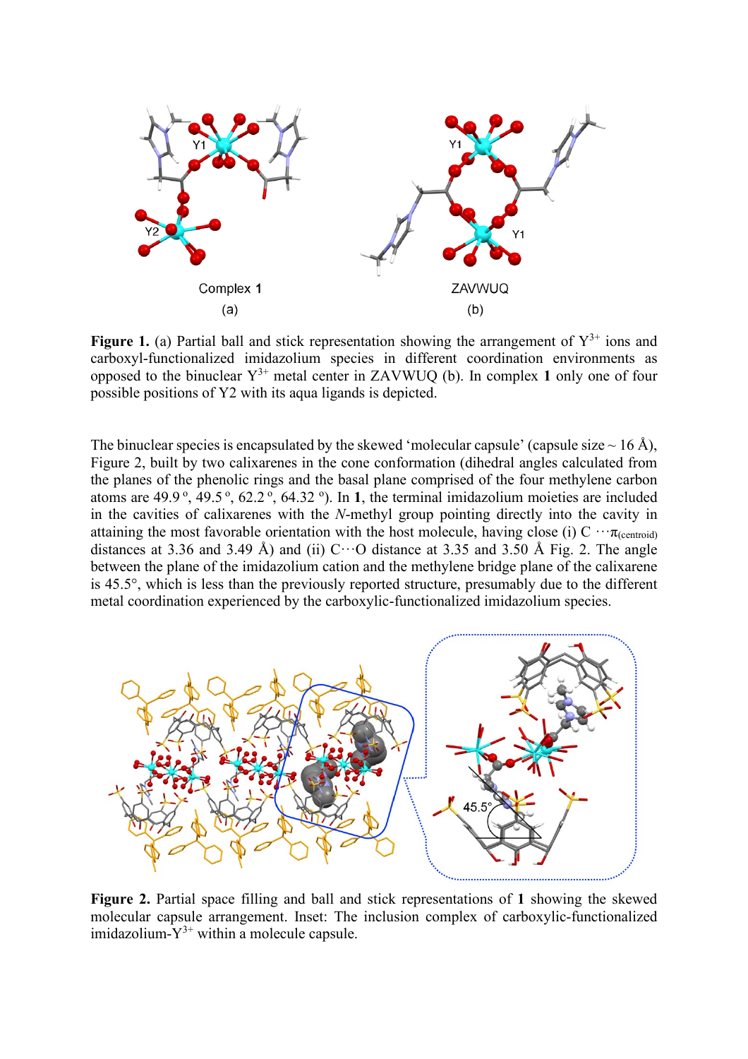**Figure 1.** (a) Partial ball and stick representation showing the arrangement of $Y^{3+}$ ions and carboxyl-functionalized imidazolium species in different coordination environments as opposed to the binuclear $Y^{3+}$ metal center in ZAVWUQ (b). In complex **1** only one of four possible positions of Y2 with its aqua ligands is depicted.

The binuclear species is encapsulated by the skewed 'molecular capsule' (capsule size ~ 16 Å), Figure 2, built by two calixarenes in the cone conformation (dihedral angles calculated from the planes of the phenolic rings and the basal plane comprised of the four methylene carbon atoms are 49.9 º, 49.5 º, 62.2 º, 64.32 º). In **1**, the terminal imidazolium moieties are included in the cavities of calixarenes with the *N*-methyl group pointing directly into the cavity in attaining the most favorable orientation with the host molecule, having close (i) C $\cdots\pi_{(centroid)}$ distances at 3.36 and 3.49 Å) and (ii) C···O distance at 3.35 and 3.50 Å Fig. 2. The angle between the plane of the imidazolium cation and the methylene bridge plane of the calixarene is 45.5°, which is less than the previously reported structure, presumably due to the different metal coordination experienced by the carboxylic-functionalized imidazolium species.

**Figure 2.** Partial space filling and ball and stick representations of **1** showing the skewed molecular capsule arrangement. Inset: The inclusion complex of carboxylic-functionalized imidazolium-$Y^{3+}$ within a molecule capsule.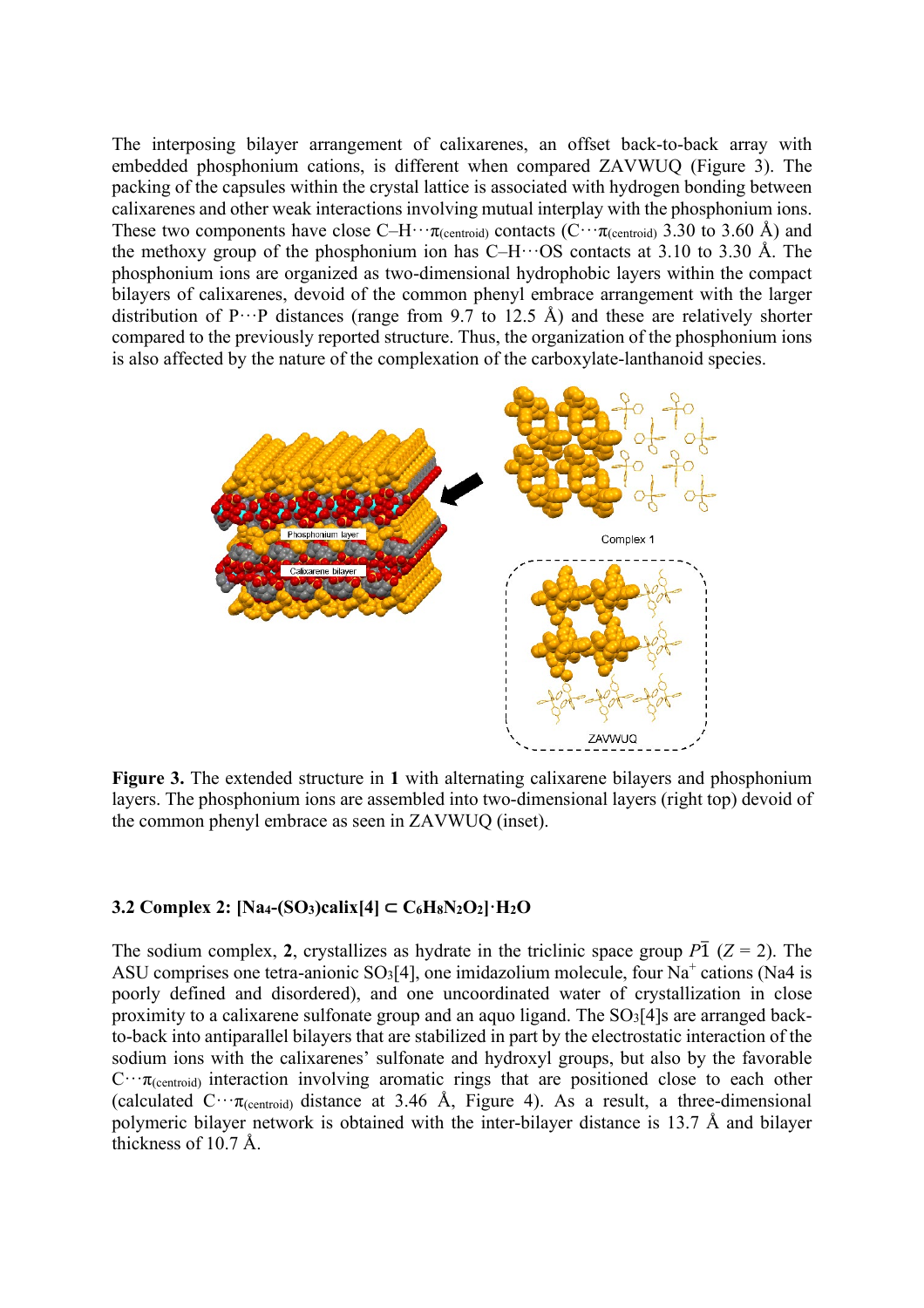The interposing bilayer arrangement of calixarenes, an offset back-to-back array with embedded phosphonium cations, is different when compared ZAVWUQ (Figure 3). The packing of the capsules within the crystal lattice is associated with hydrogen bonding between calixarenes and other weak interactions involving mutual interplay with the phosphonium ions. These two components have close C–H···$\pi_{(centroid)}$ contacts (C···$\pi_{(centroid)}$ 3.30 to 3.60 Å) and the methoxy group of the phosphonium ion has C–H···OS contacts at 3.10 to 3.30 Å. The phosphonium ions are organized as two-dimensional hydrophobic layers within the compact bilayers of calixarenes, devoid of the common phenyl embrace arrangement with the larger distribution of P···P distances (range from 9.7 to 12.5 Å) and these are relatively shorter compared to the previously reported structure. Thus, the organization of the phosphonium ions is also affected by the nature of the complexation of the carboxylate-lanthanoid species.

**Figure 3.** The extended structure in **1** with alternating calixarene bilayers and phosphonium layers. The phosphonium ions are assembled into two-dimensional layers (right top) devoid of the common phenyl embrace as seen in ZAVWUQ (inset).

### 3.2 Complex 2: [$Na_4$-($SO_3$)calix[4] ⊂ $C_6H_8N_2O_2$]·$H_2O$

The sodium complex, **2**, crystallizes as hydrate in the triclinic space group $P\bar{1}$ ($Z$ = 2). The ASU comprises one tetra-anionic $SO_3$[4], one imidazolium molecule, four $Na^+$ cations (Na4 is poorly defined and disordered), and one uncoordinated water of crystallization in close proximity to a calixarene sulfonate group and an aquo ligand. The $SO_3$[4]s are arranged back-to-back into antiparallel bilayers that are stabilized in part by the electrostatic interaction of the sodium ions with the calixarenes' sulfonate and hydroxyl groups, but also by the favorable C···$\pi_{(centroid)}$ interaction involving aromatic rings that are positioned close to each other (calculated C···$\pi_{(centroid)}$ distance at 3.46 Å, Figure 4). As a result, a three-dimensional polymeric bilayer network is obtained with the inter-bilayer distance is 13.7 Å and bilayer thickness of 10.7 Å.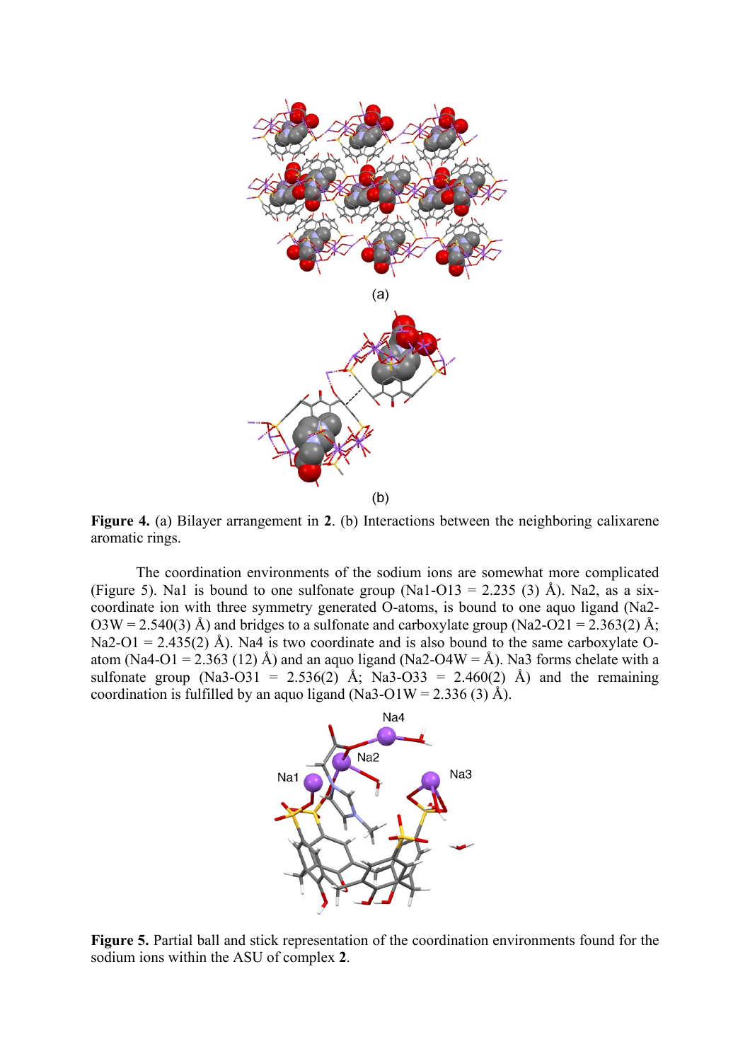(a)

(b)

**Figure 4.** (a) Bilayer arrangement in **2**. (b) Interactions between the neighboring calixarene aromatic rings.

The coordination environments of the sodium ions are somewhat more complicated (Figure 5). Na1 is bound to one sulfonate group (Na1-O13 = 2.235 (3) Å). Na2, as a six-coordinate ion with three symmetry generated O-atoms, is bound to one aquo ligand (Na2-O3W = 2.540(3) Å) and bridges to a sulfonate and carboxylate group (Na2-O21 = 2.363(2) Å; Na2-O1 = 2.435(2) Å). Na4 is two coordinate and is also bound to the same carboxylate O-atom (Na4-O1 = 2.363 (12) Å) and an aquo ligand (Na2-O4W = Å). Na3 forms chelate with a sulfonate group (Na3-O31 = 2.536(2) Å; Na3-O33 = 2.460(2) Å) and the remaining coordination is fulfilled by an aquo ligand (Na3-O1W = 2.336 (3) Å).

**Figure 5.** Partial ball and stick representation of the coordination environments found for the sodium ions within the ASU of complex **2**.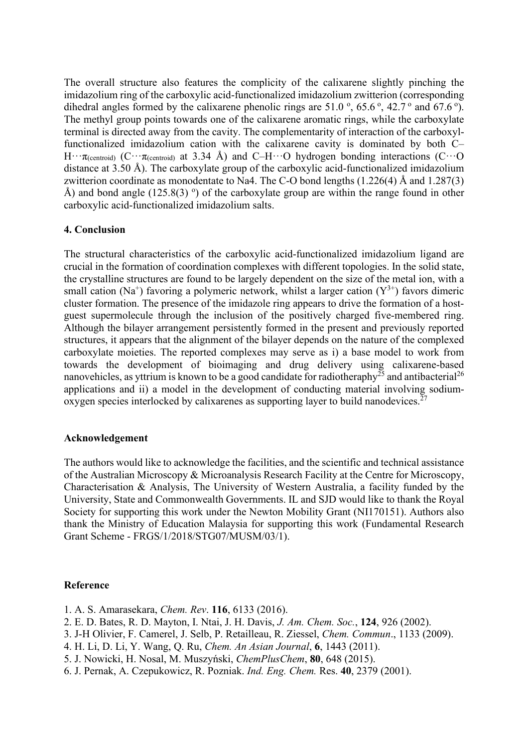The overall structure also features the complicity of the calixarene slightly pinching the imidazolium ring of the carboxylic acid-functionalized imidazolium zwitterion (corresponding dihedral angles formed by the calixarene phenolic rings are 51.0 º, 65.6 º, 42.7 º and 67.6 º). The methyl group points towards one of the calixarene aromatic rings, while the carboxylate terminal is directed away from the cavity. The complementarity of interaction of the carboxyl-functionalized imidazolium cation with the calixarene cavity is dominated by both C–H···$\pi_{(centroid)}$ (C···$\pi_{(centroid)}$ at 3.34 Å) and C–H···O hydrogen bonding interactions (C···O distance at 3.50 Å). The carboxylate group of the carboxylic acid-functionalized imidazolium zwitterion coordinate as monodentate to Na4. The C-O bond lengths (1.226(4) Å and 1.287(3) Å) and bond angle (125.8(3) º) of the carboxylate group are within the range found in other carboxylic acid-functionalized imidazolium salts.

## 4. Conclusion

The structural characteristics of the carboxylic acid-functionalized imidazolium ligand are crucial in the formation of coordination complexes with different topologies. In the solid state, the crystalline structures are found to be largely dependent on the size of the metal ion, with a small cation ($Na^+$) favoring a polymeric network, whilst a larger cation ($Y^{3+}$) favors dimeric cluster formation. The presence of the imidazole ring appears to drive the formation of a host-guest supermolecule through the inclusion of the positively charged five-membered ring. Although the bilayer arrangement persistently formed in the present and previously reported structures, it appears that the alignment of the bilayer depends on the nature of the complexed carboxylate moieties. The reported complexes may serve as i) a base model to work from towards the development of bioimaging and drug delivery using calixarene-based nanovehicles, as yttrium is known to be a good candidate for radiotheraphy[25] and antibacterial[26] applications and ii) a model in the development of conducting material involving sodium-oxygen species interlocked by calixarenes as supporting layer to build nanodevices.[27]

## Acknowledgement

The authors would like to acknowledge the facilities, and the scientific and technical assistance of the Australian Microscopy & Microanalysis Research Facility at the Centre for Microscopy, Characterisation & Analysis, The University of Western Australia, a facility funded by the University, State and Commonwealth Governments. IL and SJD would like to thank the Royal Society for supporting this work under the Newton Mobility Grant (NI170151). Authors also thank the Ministry of Education Malaysia for supporting this work (Fundamental Research Grant Scheme - FRGS/1/2018/STG07/MUSM/03/1).

## Reference

1. A. S. Amarasekara, *Chem. Rev*. **116**, 6133 (2016).
2. E. D. Bates, R. D. Mayton, I. Ntai, J. H. Davis, *J. Am. Chem. Soc.*, **124**, 926 (2002).
3. J-H Olivier, F. Camerel, J. Selb, P. Retailleau, R. Ziessel, *Chem. Commun*., 1133 (2009).
4. H. Li, D. Li, Y. Wang, Q. Ru, *Chem. An Asian Journal*, **6**, 1443 (2011).
5. J. Nowicki, H. Nosal, M. Muszyński, *ChemPlusChem*, **80**, 648 (2015).
6. J. Pernak, A. Czepukowicz, R. Pozniak. *Ind. Eng. Chem.* Res. **40**, 2379 (2001).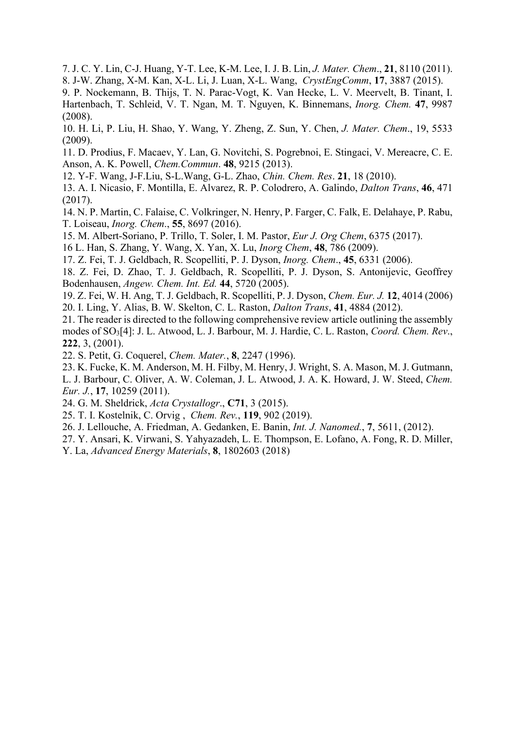7. J. C. Y. Lin, C-J. Huang, Y-T. Lee, K-M. Lee, I. J. B. Lin, *J. Mater. Chem*., **21**, 8110 (2011).

8. J-W. Zhang, X-M. Kan, X-L. Li, J. Luan, X-L. Wang, *CrystEngComm*, **17**, 3887 (2015).

9. P. Nockemann, B. Thijs, T. N. Parac-Vogt, K. Van Hecke, L. V. Meervelt, B. Tinant, I. Hartenbach, T. Schleid, V. T. Ngan, M. T. Nguyen, K. Binnemans, *Inorg. Chem.* **47**, 9987 (2008).

10. H. Li, P. Liu, H. Shao, Y. Wang, Y. Zheng, Z. Sun, Y. Chen, *J. Mater. Chem*., 19, 5533 (2009).

11. D. Prodius, F. Macaev, Y. Lan, G. Novitchi, S. Pogrebnoi, E. Stingaci, V. Mereacre, C. E. Anson, A. K. Powell, *Chem.Commun*. **48**, 9215 (2013).

12. Y-F. Wang, J-F.Liu, S-L.Wang, G-L. Zhao, *Chin. Chem. Res*. **21**, 18 (2010).

13. A. I. Nicasio, F. Montilla, E. Alvarez, R. P. Colodrero, A. Galindo, *Dalton Trans*, **46**, 471 (2017).

14. N. P. Martin, C. Falaise, C. Volkringer, N. Henry, P. Farger, C. Falk, E. Delahaye, P. Rabu, T. Loiseau, *Inorg. Chem*., **55**, 8697 (2016).

15. M. Albert-Soriano, P. Trillo, T. Soler, I. M. Pastor, *Eur J. Org Chem*, 6375 (2017).

16 L. Han, S. Zhang, Y. Wang, X. Yan, X. Lu, *Inorg Chem*, **48**, 786 (2009).

17. Z. Fei, T. J. Geldbach, R. Scopelliti, P. J. Dyson, *Inorg. Chem*., **45**, 6331 (2006).

18. Z. Fei, D. Zhao, T. J. Geldbach, R. Scopelliti, P. J. Dyson, S. Antonijevic, Geoffrey Bodenhausen, *Angew. Chem. Int. Ed.* **44**, 5720 (2005).

19. Z. Fei, W. H. Ang, T. J. Geldbach, R. Scopelliti, P. J. Dyson, *Chem. Eur. J.* **12**, 4014 (2006)

20. I. Ling, Y. Alias, B. W. Skelton, C. L. Raston, *Dalton Trans*, **41**, 4884 (2012).

21. The reader is directed to the following comprehensive review article outlining the assembly modes of $SO_3$[4]: J. L. Atwood, L. J. Barbour, M. J. Hardie, C. L. Raston, *Coord. Chem. Rev*., **222**, 3, (2001).

22. S. Petit, G. Coquerel, *Chem. Mater.*, **8**, 2247 (1996).

23. K. Fucke, K. M. Anderson, M. H. Filby, M. Henry, J. Wright, S. A. Mason, M. J. Gutmann, L. J. Barbour, C. Oliver, A. W. Coleman, J. L. Atwood, J. A. K. Howard, J. W. Steed, *Chem. Eur. J.*, **17**, 10259 (2011).

24. G. M. Sheldrick, *Acta Crystallogr*., **C71**, 3 (2015).

25. T. I. Kostelnik, C. Orvig , *Chem. Rev.*, **119**, 902 (2019).

26. J. Lellouche, A. Friedman, A. Gedanken, E. Banin, *Int. J. Nanomed.*, **7**, 5611, (2012).

27. Y. Ansari, K. Virwani, S. Yahyazadeh, L. E. Thompson, E. Lofano, A. Fong, R. D. Miller, Y. La, *Advanced Energy Materials*, **8**, 1802603 (2018)